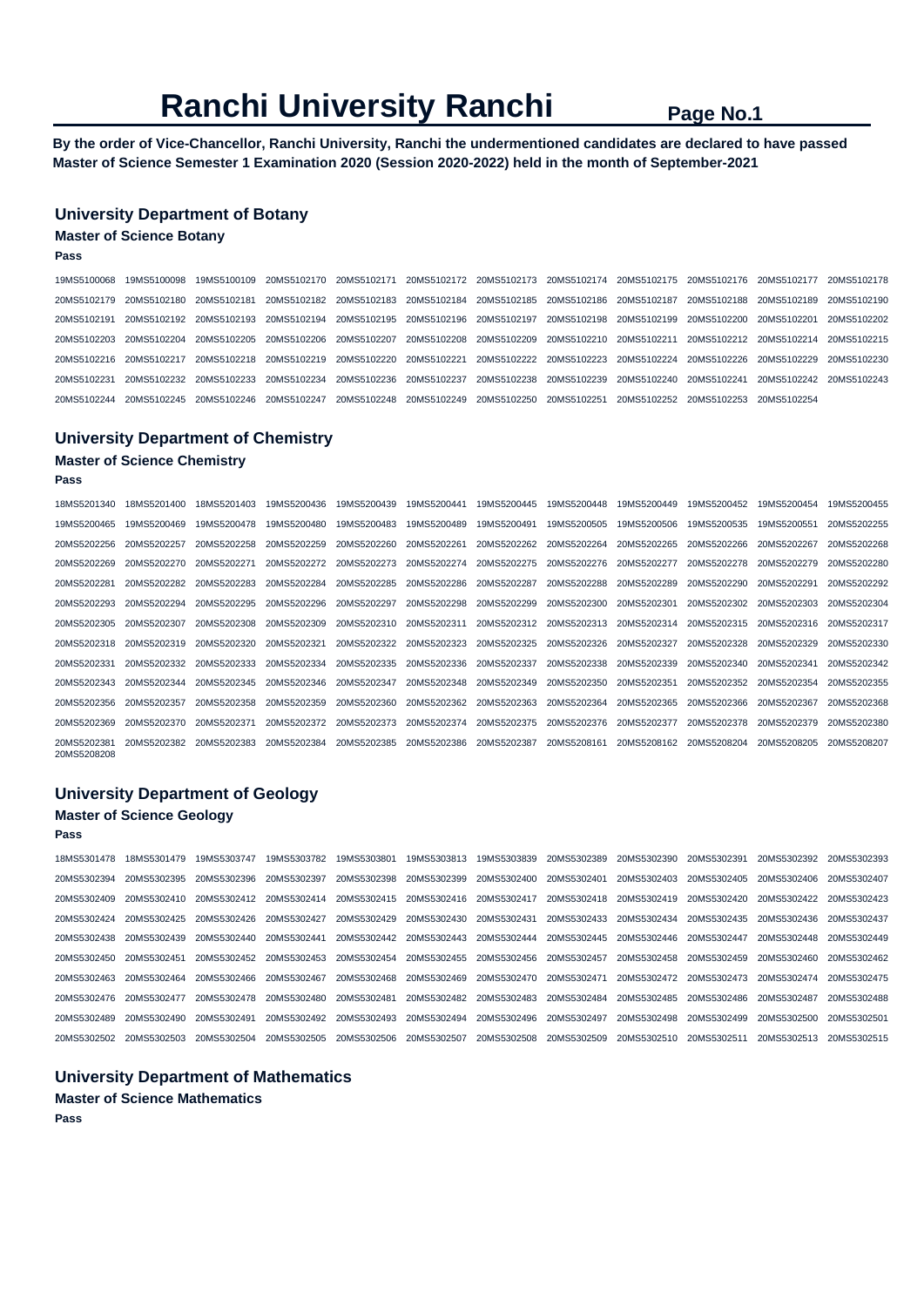# Ranchi University Ranchi

**By the order of Vice-Chancellor, Ranchi University, Ranchi the undermentioned candidates are declared to have passed Master of Science Semester 1 Examination 2020 (Session 2020-2022) held in the month of September-2021**

## University Department of Botany

### Master of Science Botany

**Pass**

19MS5100068 19MS5100098 19MS5100109 20MS5102170 20MS5102171 20MS5102172 20MS5102173 20MS5102174 20MS5102175 20MS5102176 20MS5102177 20MS5102178
20MS5102179 20MS5102180 20MS5102181 20MS5102182 20MS5102183 20MS5102184 20MS5102185 20MS5102186 20MS5102187 20MS5102188 20MS5102189 20MS5102190
20MS5102191 20MS5102192 20MS5102193 20MS5102194 20MS5102195 20MS5102196 20MS5102197 20MS5102198 20MS5102199 20MS5102200 20MS5102201 20MS5102202
20MS5102203 20MS5102204 20MS5102205 20MS5102206 20MS5102207 20MS5102208 20MS5102209 20MS5102210 20MS5102211 20MS5102212 20MS5102214 20MS5102215
20MS5102216 20MS5102217 20MS5102218 20MS5102219 20MS5102220 20MS5102221 20MS5102222 20MS5102223 20MS5102224 20MS5102226 20MS5102229 20MS5102230
20MS5102231 20MS5102232 20MS5102233 20MS5102234 20MS5102236 20MS5102237 20MS5102238 20MS5102239 20MS5102240 20MS5102241 20MS5102242 20MS5102243
20MS5102244 20MS5102245 20MS5102246 20MS5102247 20MS5102248 20MS5102249 20MS5102250 20MS5102251 20MS5102252 20MS5102253 20MS5102254

## University Department of Chemistry

### Master of Science Chemistry

**Pass**

18MS5201340 18MS5201400 18MS5201403 19MS5200436 19MS5200439 19MS5200441 19MS5200445 19MS5200448 19MS5200449 19MS5200452 19MS5200454 19MS5200455
19MS5200465 19MS5200469 19MS5200478 19MS5200480 19MS5200483 19MS5200489 19MS5200491 19MS5200505 19MS5200506 19MS5200535 19MS5200551 20MS5202255
20MS5202256 20MS5202257 20MS5202258 20MS5202259 20MS5202260 20MS5202261 20MS5202262 20MS5202264 20MS5202265 20MS5202266 20MS5202267 20MS5202268
20MS5202269 20MS5202270 20MS5202271 20MS5202272 20MS5202273 20MS5202274 20MS5202275 20MS5202276 20MS5202277 20MS5202278 20MS5202279 20MS5202280
20MS5202281 20MS5202282 20MS5202283 20MS5202284 20MS5202285 20MS5202286 20MS5202287 20MS5202288 20MS5202289 20MS5202290 20MS5202291 20MS5202292
20MS5202293 20MS5202294 20MS5202295 20MS5202296 20MS5202297 20MS5202298 20MS5202299 20MS5202300 20MS5202301 20MS5202302 20MS5202303 20MS5202304
20MS5202305 20MS5202307 20MS5202308 20MS5202309 20MS5202310 20MS5202311 20MS5202312 20MS5202313 20MS5202314 20MS5202315 20MS5202316 20MS5202317
20MS5202318 20MS5202319 20MS5202320 20MS5202321 20MS5202322 20MS5202323 20MS5202325 20MS5202326 20MS5202327 20MS5202328 20MS5202329 20MS5202330
20MS5202331 20MS5202332 20MS5202333 20MS5202334 20MS5202335 20MS5202336 20MS5202337 20MS5202338 20MS5202339 20MS5202340 20MS5202341 20MS5202342
20MS5202343 20MS5202344 20MS5202345 20MS5202346 20MS5202347 20MS5202348 20MS5202349 20MS5202350 20MS5202351 20MS5202352 20MS5202354 20MS5202355
20MS5202356 20MS5202357 20MS5202358 20MS5202359 20MS5202360 20MS5202362 20MS5202363 20MS5202364 20MS5202365 20MS5202366 20MS5202367 20MS5202368
20MS5202369 20MS5202370 20MS5202371 20MS5202372 20MS5202373 20MS5202374 20MS5202375 20MS5202376 20MS5202377 20MS5202378 20MS5202379 20MS5202380
20MS5202381 20MS5202382 20MS5202383 20MS5202384 20MS5202385 20MS5202386 20MS5202387 20MS5208161 20MS5208162 20MS5208204 20MS5208205 20MS5208207
20MS5208208

## University Department of Geology

### Master of Science Geology

**Pass**

18MS5301478 18MS5301479 19MS5303747 19MS5303782 19MS5303801 19MS5303813 19MS5303839 20MS5302389 20MS5302390 20MS5302391 20MS5302392 20MS5302393
20MS5302394 20MS5302395 20MS5302396 20MS5302397 20MS5302398 20MS5302399 20MS5302400 20MS5302401 20MS5302403 20MS5302405 20MS5302406 20MS5302407
20MS5302409 20MS5302410 20MS5302412 20MS5302414 20MS5302415 20MS5302416 20MS5302417 20MS5302418 20MS5302419 20MS5302420 20MS5302422 20MS5302423
20MS5302424 20MS5302425 20MS5302426 20MS5302427 20MS5302429 20MS5302430 20MS5302431 20MS5302433 20MS5302434 20MS5302435 20MS5302436 20MS5302437
20MS5302438 20MS5302439 20MS5302440 20MS5302441 20MS5302442 20MS5302443 20MS5302444 20MS5302445 20MS5302446 20MS5302447 20MS5302448 20MS5302449
20MS5302450 20MS5302451 20MS5302452 20MS5302453 20MS5302454 20MS5302455 20MS5302456 20MS5302457 20MS5302458 20MS5302459 20MS5302460 20MS5302462
20MS5302463 20MS5302464 20MS5302466 20MS5302467 20MS5302468 20MS5302469 20MS5302470 20MS5302471 20MS5302472 20MS5302473 20MS5302474 20MS5302475
20MS5302476 20MS5302477 20MS5302478 20MS5302480 20MS5302481 20MS5302482 20MS5302483 20MS5302484 20MS5302485 20MS5302486 20MS5302487 20MS5302488
20MS5302489 20MS5302490 20MS5302491 20MS5302492 20MS5302493 20MS5302494 20MS5302496 20MS5302497 20MS5302498 20MS5302499 20MS5302500 20MS5302501
20MS5302502 20MS5302503 20MS5302504 20MS5302505 20MS5302506 20MS5302507 20MS5302508 20MS5302509 20MS5302510 20MS5302511 20MS5302513 20MS5302515

## University Department of Mathematics

### Master of Science Mathematics

**Pass**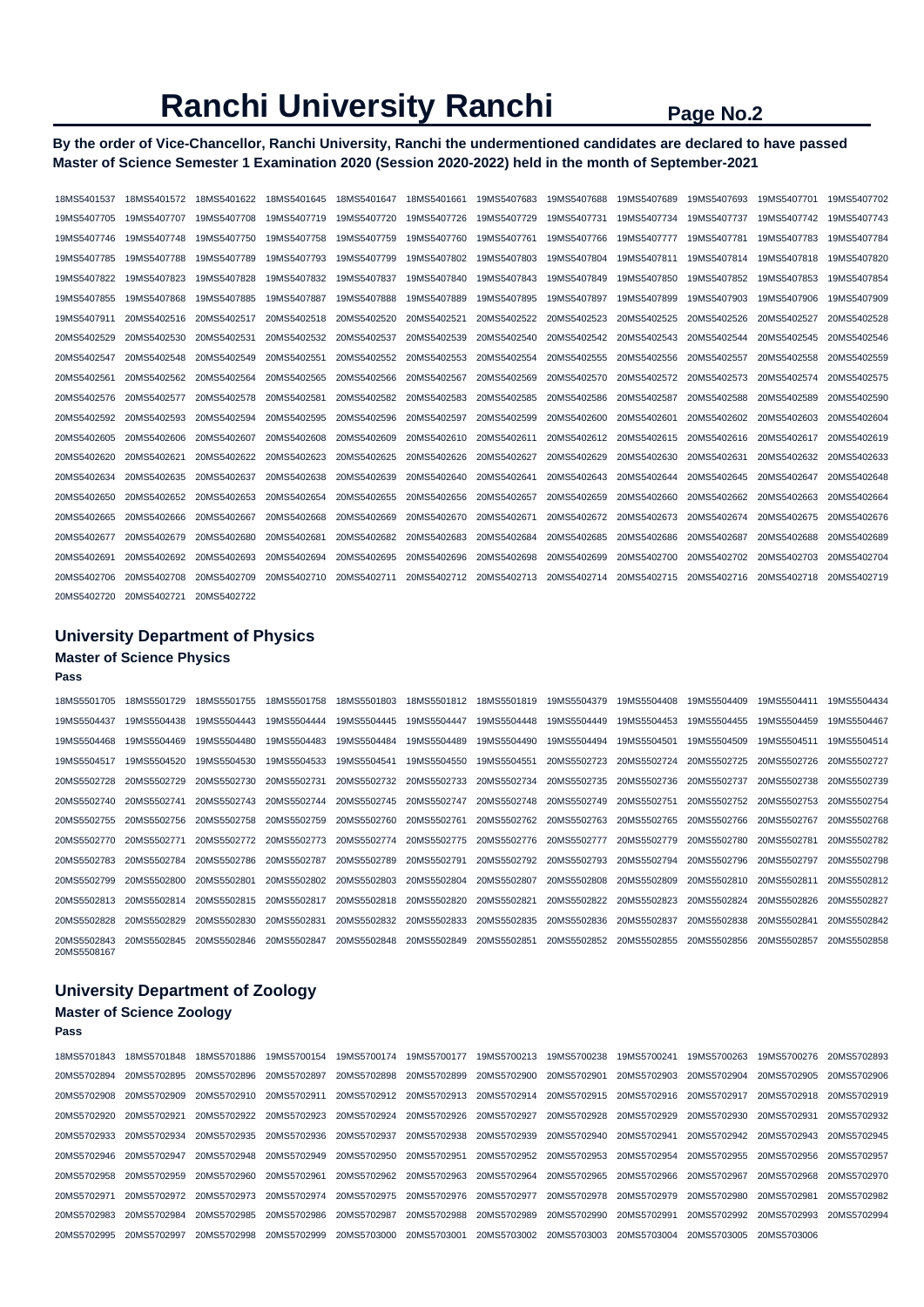# Ranchi University Ranchi

**By the order of Vice-Chancellor, Ranchi University, Ranchi the undermentioned candidates are declared to have passed Master of Science Semester 1 Examination 2020 (Session 2020-2022) held in the month of September-2021**

18MS5401537 18MS5401572 18MS5401622 18MS5401645 18MS5401647 18MS5401661 19MS5407683 19MS5407688 19MS5407689 19MS5407693 19MS5407701 19MS5407702
19MS5407705 19MS5407707 19MS5407708 19MS5407719 19MS5407720 19MS5407726 19MS5407729 19MS5407731 19MS5407734 19MS5407737 19MS5407742 19MS5407743
19MS5407746 19MS5407748 19MS5407750 19MS5407758 19MS5407759 19MS5407760 19MS5407761 19MS5407766 19MS5407777 19MS5407781 19MS5407783 19MS5407784
19MS5407785 19MS5407788 19MS5407789 19MS5407793 19MS5407799 19MS5407802 19MS5407803 19MS5407804 19MS5407811 19MS5407814 19MS5407818 19MS5407820
19MS5407822 19MS5407823 19MS5407828 19MS5407832 19MS5407837 19MS5407840 19MS5407843 19MS5407849 19MS5407850 19MS5407852 19MS5407853 19MS5407854
19MS5407855 19MS5407868 19MS5407885 19MS5407887 19MS5407888 19MS5407889 19MS5407895 19MS5407897 19MS5407899 19MS5407903 19MS5407906 19MS5407909
19MS5407911 20MS5402516 20MS5402517 20MS5402518 20MS5402520 20MS5402521 20MS5402522 20MS5402523 20MS5402525 20MS5402526 20MS5402527 20MS5402528
20MS5402529 20MS5402530 20MS5402531 20MS5402532 20MS5402537 20MS5402539 20MS5402540 20MS5402542 20MS5402543 20MS5402544 20MS5402545 20MS5402546
20MS5402547 20MS5402548 20MS5402549 20MS5402551 20MS5402552 20MS5402553 20MS5402554 20MS5402555 20MS5402556 20MS5402557 20MS5402558 20MS5402559
20MS5402561 20MS5402562 20MS5402564 20MS5402565 20MS5402566 20MS5402567 20MS5402569 20MS5402570 20MS5402572 20MS5402573 20MS5402574 20MS5402575
20MS5402576 20MS5402577 20MS5402578 20MS5402581 20MS5402582 20MS5402583 20MS5402585 20MS5402586 20MS5402587 20MS5402588 20MS5402589 20MS5402590
20MS5402592 20MS5402593 20MS5402594 20MS5402595 20MS5402596 20MS5402597 20MS5402599 20MS5402600 20MS5402601 20MS5402602 20MS5402603 20MS5402604
20MS5402605 20MS5402606 20MS5402607 20MS5402608 20MS5402609 20MS5402610 20MS5402611 20MS5402612 20MS5402615 20MS5402616 20MS5402617 20MS5402619
20MS5402620 20MS5402621 20MS5402622 20MS5402623 20MS5402625 20MS5402626 20MS5402627 20MS5402629 20MS5402630 20MS5402631 20MS5402632 20MS5402633
20MS5402634 20MS5402635 20MS5402637 20MS5402638 20MS5402639 20MS5402640 20MS5402641 20MS5402643 20MS5402644 20MS5402645 20MS5402647 20MS5402648
20MS5402650 20MS5402652 20MS5402653 20MS5402654 20MS5402655 20MS5402656 20MS5402657 20MS5402659 20MS5402660 20MS5402662 20MS5402663 20MS5402664
20MS5402665 20MS5402666 20MS5402667 20MS5402668 20MS5402669 20MS5402670 20MS5402671 20MS5402672 20MS5402673 20MS5402674 20MS5402675 20MS5402676
20MS5402677 20MS5402679 20MS5402680 20MS5402681 20MS5402682 20MS5402683 20MS5402684 20MS5402685 20MS5402686 20MS5402687 20MS5402688 20MS5402689
20MS5402691 20MS5402692 20MS5402693 20MS5402694 20MS5402695 20MS5402696 20MS5402698 20MS5402699 20MS5402700 20MS5402702 20MS5402703 20MS5402704
20MS5402706 20MS5402708 20MS5402709 20MS5402710 20MS5402711 20MS5402712 20MS5402713 20MS5402714 20MS5402715 20MS5402716 20MS5402718 20MS5402719
20MS5402720 20MS5402721 20MS5402722

## University Department of Physics

### Master of Science Physics

**Pass**

18MS5501705 18MS5501729 18MS5501755 18MS5501758 18MS5501803 18MS5501812 18MS5501819 19MS5504379 19MS5504408 19MS5504409 19MS5504411 19MS5504434
19MS5504437 19MS5504438 19MS5504443 19MS5504444 19MS5504445 19MS5504447 19MS5504448 19MS5504449 19MS5504453 19MS5504455 19MS5504459 19MS5504467
19MS5504468 19MS5504469 19MS5504480 19MS5504483 19MS5504484 19MS5504489 19MS5504490 19MS5504494 19MS5504501 19MS5504509 19MS5504511 19MS5504514
19MS5504517 19MS5504520 19MS5504530 19MS5504533 19MS5504541 19MS5504550 19MS5504551 20MS5502723 20MS5502724 20MS5502725 20MS5502726 20MS5502727
20MS5502728 20MS5502729 20MS5502730 20MS5502731 20MS5502732 20MS5502733 20MS5502734 20MS5502735 20MS5502736 20MS5502737 20MS5502738 20MS5502739
20MS5502740 20MS5502741 20MS5502743 20MS5502744 20MS5502745 20MS5502747 20MS5502748 20MS5502749 20MS5502751 20MS5502752 20MS5502753 20MS5502754
20MS5502755 20MS5502756 20MS5502758 20MS5502759 20MS5502760 20MS5502761 20MS5502762 20MS5502763 20MS5502765 20MS5502766 20MS5502767 20MS5502768
20MS5502770 20MS5502771 20MS5502772 20MS5502773 20MS5502774 20MS5502775 20MS5502776 20MS5502777 20MS5502779 20MS5502780 20MS5502781 20MS5502782
20MS5502783 20MS5502784 20MS5502786 20MS5502787 20MS5502789 20MS5502791 20MS5502792 20MS5502793 20MS5502794 20MS5502796 20MS5502797 20MS5502798
20MS5502799 20MS5502800 20MS5502801 20MS5502802 20MS5502803 20MS5502804 20MS5502807 20MS5502808 20MS5502809 20MS5502810 20MS5502811 20MS5502812
20MS5502813 20MS5502814 20MS5502815 20MS5502817 20MS5502818 20MS5502820 20MS5502821 20MS5502822 20MS5502823 20MS5502824 20MS5502826 20MS5502827
20MS5502828 20MS5502829 20MS5502830 20MS5502831 20MS5502832 20MS5502833 20MS5502835 20MS5502836 20MS5502837 20MS5502838 20MS5502841 20MS5502842
20MS5502843 20MS5502845 20MS5502846 20MS5502847 20MS5502848 20MS5502849 20MS5502851 20MS5502852 20MS5502855 20MS5502856 20MS5502857 20MS5502858
20MS5508167

## University Department of Zoology

### Master of Science Zoology

**Pass**

18MS5701843 18MS5701848 18MS5701886 19MS5700154 19MS5700174 19MS5700177 19MS5700213 19MS5700238 19MS5700241 19MS5700263 19MS5700276 20MS5702893
20MS5702894 20MS5702895 20MS5702896 20MS5702897 20MS5702898 20MS5702899 20MS5702900 20MS5702901 20MS5702903 20MS5702904 20MS5702905 20MS5702906
20MS5702908 20MS5702909 20MS5702910 20MS5702911 20MS5702912 20MS5702913 20MS5702914 20MS5702915 20MS5702916 20MS5702917 20MS5702918 20MS5702919
20MS5702920 20MS5702921 20MS5702922 20MS5702923 20MS5702924 20MS5702926 20MS5702927 20MS5702928 20MS5702929 20MS5702930 20MS5702931 20MS5702932
20MS5702933 20MS5702934 20MS5702935 20MS5702936 20MS5702937 20MS5702938 20MS5702939 20MS5702940 20MS5702941 20MS5702942 20MS5702943 20MS5702945
20MS5702946 20MS5702947 20MS5702948 20MS5702949 20MS5702950 20MS5702951 20MS5702952 20MS5702953 20MS5702954 20MS5702955 20MS5702956 20MS5702957
20MS5702958 20MS5702959 20MS5702960 20MS5702961 20MS5702962 20MS5702963 20MS5702964 20MS5702965 20MS5702966 20MS5702967 20MS5702968 20MS5702970
20MS5702971 20MS5702972 20MS5702973 20MS5702974 20MS5702975 20MS5702976 20MS5702977 20MS5702978 20MS5702979 20MS5702980 20MS5702981 20MS5702982
20MS5702983 20MS5702984 20MS5702985 20MS5702986 20MS5702987 20MS5702988 20MS5702989 20MS5702990 20MS5702991 20MS5702992 20MS5702993 20MS5702994
20MS5702995 20MS5702997 20MS5702998 20MS5702999 20MS5703000 20MS5703001 20MS5703002 20MS5703003 20MS5703004 20MS5703005 20MS5703006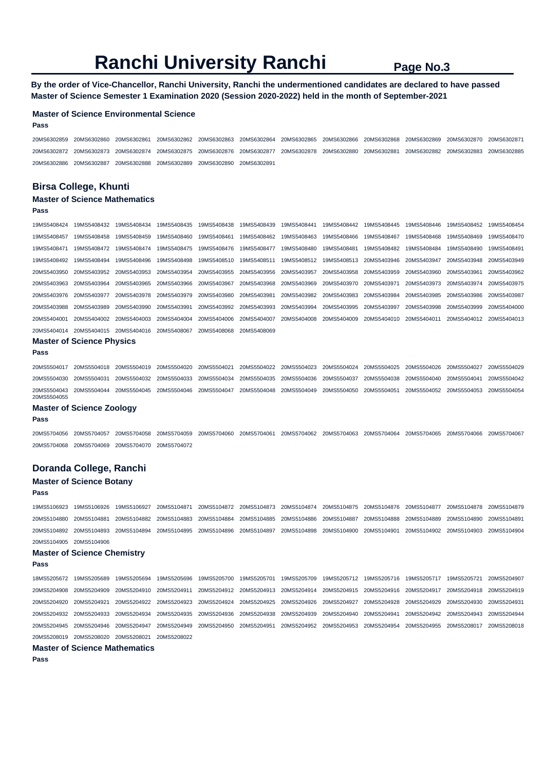# Ranchi University Ranchi

**By the order of Vice-Chancellor, Ranchi University, Ranchi the undermentioned candidates are declared to have passed Master of Science Semester 1 Examination 2020 (Session 2020-2022) held in the month of September-2021**

### Master of Science Environmental Science

**Pass**

20MS6302859 20MS6302860 20MS6302861 20MS6302862 20MS6302863 20MS6302864 20MS6302865 20MS6302866 20MS6302868 20MS6302869 20MS6302870 20MS6302871 20MS6302872 20MS6302873 20MS6302874 20MS6302875 20MS6302876 20MS6302877 20MS6302878 20MS6302880 20MS6302881 20MS6302882 20MS6302883 20MS6302885 20MS6302886 20MS6302887 20MS6302888 20MS6302889 20MS6302890 20MS6302891

## Birsa College, Khunti

### Master of Science Mathematics

**Pass**

19MS5408424 19MS5408432 19MS5408434 19MS5408435 19MS5408438 19MS5408439 19MS5408441 19MS5408442 19MS5408445 19MS5408446 19MS5408452 19MS5408454 19MS5408457 19MS5408458 19MS5408459 19MS5408460 19MS5408461 19MS5408462 19MS5408463 19MS5408466 19MS5408467 19MS5408468 19MS5408469 19MS5408470 19MS5408471 19MS5408472 19MS5408474 19MS5408475 19MS5408476 19MS5408477 19MS5408480 19MS5408481 19MS5408482 19MS5408484 19MS5408490 19MS5408491 19MS5408492 19MS5408494 19MS5408496 19MS5408498 19MS5408510 19MS5408511 19MS5408512 19MS5408513 20MS5403946 20MS5403947 20MS5403948 20MS5403949 20MS5403950 20MS5403952 20MS5403953 20MS5403954 20MS5403955 20MS5403956 20MS5403957 20MS5403958 20MS5403959 20MS5403960 20MS5403961 20MS5403962 20MS5403963 20MS5403964 20MS5403965 20MS5403966 20MS5403967 20MS5403968 20MS5403969 20MS5403970 20MS5403971 20MS5403973 20MS5403974 20MS5403975 20MS5403976 20MS5403977 20MS5403978 20MS5403979 20MS5403980 20MS5403981 20MS5403982 20MS5403983 20MS5403984 20MS5403985 20MS5403986 20MS5403987 20MS5403988 20MS5403989 20MS5403990 20MS5403991 20MS5403992 20MS5403993 20MS5403994 20MS5403995 20MS5403997 20MS5403998 20MS5403999 20MS5404000 20MS5404001 20MS5404002 20MS5404003 20MS5404004 20MS5404006 20MS5404007 20MS5404008 20MS5404009 20MS5404010 20MS5404011 20MS5404012 20MS5404013 20MS5404014 20MS5404015 20MS5404016 20MS5408067 20MS5408068 20MS5408069

### Master of Science Physics

**Pass**

20MS5504017 20MS5504018 20MS5504019 20MS5504020 20MS5504021 20MS5504022 20MS5504023 20MS5504024 20MS5504025 20MS5504026 20MS5504027 20MS5504029 20MS5504030 20MS5504031 20MS5504032 20MS5504033 20MS5504034 20MS5504035 20MS5504036 20MS5504037 20MS5504038 20MS5504040 20MS5504041 20MS5504042 20MS5504043 20MS5504044 20MS5504045 20MS5504046 20MS5504047 20MS5504048 20MS5504049 20MS5504050 20MS5504051 20MS5504052 20MS5504053 20MS5504054 20MS5504055

### Master of Science Zoology

**Pass**

20MS5704056 20MS5704057 20MS5704058 20MS5704059 20MS5704060 20MS5704061 20MS5704062 20MS5704063 20MS5704064 20MS5704065 20MS5704066 20MS5704067 20MS5704068 20MS5704069 20MS5704070 20MS5704072

## Doranda College, Ranchi

### Master of Science Botany

**Pass**

19MS5106923 19MS5106926 19MS5106927 20MS5104871 20MS5104872 20MS5104873 20MS5104874 20MS5104875 20MS5104876 20MS5104877 20MS5104878 20MS5104879 20MS5104880 20MS5104881 20MS5104882 20MS5104883 20MS5104884 20MS5104885 20MS5104886 20MS5104887 20MS5104888 20MS5104889 20MS5104890 20MS5104891 20MS5104892 20MS5104893 20MS5104894 20MS5104895 20MS5104896 20MS5104897 20MS5104898 20MS5104900 20MS5104901 20MS5104902 20MS5104903 20MS5104904 20MS5104905 20MS5104906

### Master of Science Chemistry

**Pass**

18MS5205672 19MS5205689 19MS5205694 19MS5205696 19MS5205700 19MS5205701 19MS5205709 19MS5205712 19MS5205716 19MS5205717 19MS5205721 20MS5204907 20MS5204908 20MS5204909 20MS5204910 20MS5204911 20MS5204912 20MS5204913 20MS5204914 20MS5204915 20MS5204916 20MS5204917 20MS5204918 20MS5204919 20MS5204920 20MS5204921 20MS5204922 20MS5204923 20MS5204924 20MS5204925 20MS5204926 20MS5204927 20MS5204928 20MS5204929 20MS5204930 20MS5204931 20MS5204932 20MS5204933 20MS5204934 20MS5204935 20MS5204936 20MS5204938 20MS5204939 20MS5204940 20MS5204941 20MS5204942 20MS5204943 20MS5204944 20MS5204945 20MS5204946 20MS5204947 20MS5204949 20MS5204950 20MS5204951 20MS5204952 20MS5204953 20MS5204954 20MS5204955 20MS5208017 20MS5208018 20MS5208019 20MS5208020 20MS5208021 20MS5208022

### Master of Science Mathematics

**Pass**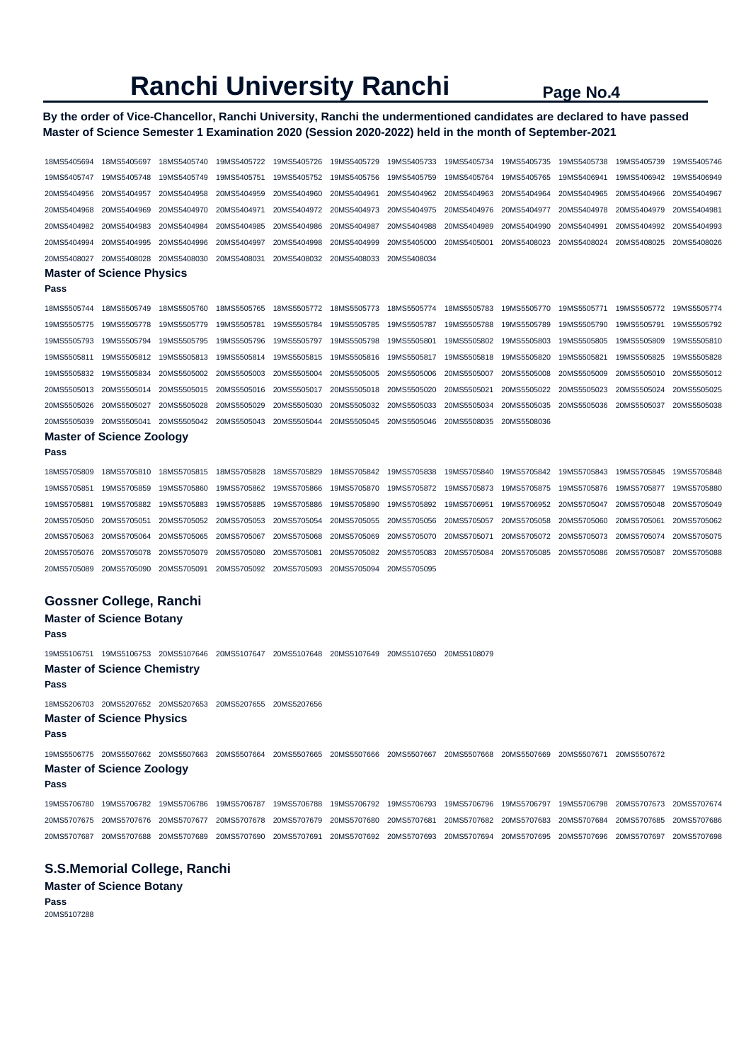# Ranchi University Ranchi

**By the order of Vice-Chancellor, Ranchi University, Ranchi the undermentioned candidates are declared to have passed Master of Science Semester 1 Examination 2020 (Session 2020-2022) held in the month of September-2021**

18MS5405694 18MS5405697 18MS5405740 19MS5405722 19MS5405726 19MS5405729 19MS5405733 19MS5405734 19MS5405735 19MS5405738 19MS5405739 19MS5405746
19MS5405747 19MS5405748 19MS5405749 19MS5405751 19MS5405752 19MS5405756 19MS5405759 19MS5405764 19MS5405765 19MS5406941 19MS5406942 19MS5406949
20MS5404956 20MS5404957 20MS5404958 20MS5404959 20MS5404960 20MS5404961 20MS5404962 20MS5404963 20MS5404964 20MS5404965 20MS5404966 20MS5404967
20MS5404968 20MS5404969 20MS5404970 20MS5404971 20MS5404972 20MS5404973 20MS5404975 20MS5404976 20MS5404977 20MS5404978 20MS5404979 20MS5404981
20MS5404982 20MS5404983 20MS5404984 20MS5404985 20MS5404986 20MS5404987 20MS5404988 20MS5404989 20MS5404990 20MS5404991 20MS5404992 20MS5404993
20MS5404994 20MS5404995 20MS5404996 20MS5404997 20MS5404998 20MS5404999 20MS5405000 20MS5405001 20MS5408023 20MS5408024 20MS5408025 20MS5408026
20MS5408027 20MS5408028 20MS5408030 20MS5408031 20MS5408032 20MS5408033 20MS5408034

### Master of Science Physics

**Pass**

18MS5505744 18MS5505749 18MS5505760 18MS5505765 18MS5505772 18MS5505773 18MS5505774 18MS5505783 19MS5505770 19MS5505771 19MS5505772 19MS5505774
19MS5505775 19MS5505778 19MS5505779 19MS5505781 19MS5505784 19MS5505785 19MS5505787 19MS5505788 19MS5505789 19MS5505790 19MS5505791 19MS5505792
19MS5505793 19MS5505794 19MS5505795 19MS5505796 19MS5505797 19MS5505798 19MS5505801 19MS5505802 19MS5505803 19MS5505805 19MS5505809 19MS5505810
19MS5505811 19MS5505812 19MS5505813 19MS5505814 19MS5505815 19MS5505816 19MS5505817 19MS5505818 19MS5505820 19MS5505821 19MS5505825 19MS5505828
19MS5505832 19MS5505834 20MS5505002 20MS5505003 20MS5505004 20MS5505005 20MS5505006 20MS5505007 20MS5505008 20MS5505009 20MS5505010 20MS5505012
20MS5505013 20MS5505014 20MS5505015 20MS5505016 20MS5505017 20MS5505018 20MS5505020 20MS5505021 20MS5505022 20MS5505023 20MS5505024 20MS5505025
20MS5505026 20MS5505027 20MS5505028 20MS5505029 20MS5505030 20MS5505032 20MS5505033 20MS5505034 20MS5505035 20MS5505036 20MS5505037 20MS5505038
20MS5505039 20MS5505041 20MS5505042 20MS5505043 20MS5505044 20MS5505045 20MS5505046 20MS5508035 20MS5508036

### Master of Science Zoology

**Pass**

18MS5705809 18MS5705810 18MS5705815 18MS5705828 18MS5705829 18MS5705842 19MS5705838 19MS5705840 19MS5705842 19MS5705843 19MS5705845 19MS5705848
19MS5705851 19MS5705859 19MS5705860 19MS5705862 19MS5705866 19MS5705870 19MS5705872 19MS5705873 19MS5705875 19MS5705876 19MS5705877 19MS5705880
19MS5705881 19MS5705882 19MS5705883 19MS5705885 19MS5705886 19MS5705890 19MS5705892 19MS5706951 19MS5706952 20MS5705047 20MS5705048 20MS5705049
20MS5705050 20MS5705051 20MS5705052 20MS5705053 20MS5705054 20MS5705055 20MS5705056 20MS5705057 20MS5705058 20MS5705060 20MS5705061 20MS5705062
20MS5705063 20MS5705064 20MS5705065 20MS5705067 20MS5705068 20MS5705069 20MS5705070 20MS5705071 20MS5705072 20MS5705073 20MS5705074 20MS5705075
20MS5705076 20MS5705078 20MS5705079 20MS5705080 20MS5705081 20MS5705082 20MS5705083 20MS5705084 20MS5705085 20MS5705086 20MS5705087 20MS5705088
20MS5705089 20MS5705090 20MS5705091 20MS5705092 20MS5705093 20MS5705094 20MS5705095

## Gossner College, Ranchi

### Master of Science Botany

**Pass**

19MS5106751 19MS5106753 20MS5107646 20MS5107647 20MS5107648 20MS5107649 20MS5107650 20MS5108079

### Master of Science Chemistry

**Pass**

18MS5206703 20MS5207652 20MS5207653 20MS5207655 20MS5207656

### Master of Science Physics

**Pass**

19MS5506775 20MS5507662 20MS5507663 20MS5507664 20MS5507665 20MS5507666 20MS5507667 20MS5507668 20MS5507669 20MS5507671 20MS5507672

### Master of Science Zoology

**Pass**

19MS5706780 19MS5706782 19MS5706786 19MS5706787 19MS5706788 19MS5706792 19MS5706793 19MS5706796 19MS5706797 19MS5706798 20MS5707673 20MS5707674
20MS5707675 20MS5707676 20MS5707677 20MS5707678 20MS5707679 20MS5707680 20MS5707681 20MS5707682 20MS5707683 20MS5707684 20MS5707685 20MS5707686
20MS5707687 20MS5707688 20MS5707689 20MS5707690 20MS5707691 20MS5707692 20MS5707693 20MS5707694 20MS5707695 20MS5707696 20MS5707697 20MS5707698

## S.S.Memorial College, Ranchi

### Master of Science Botany

**Pass**

20MS5107288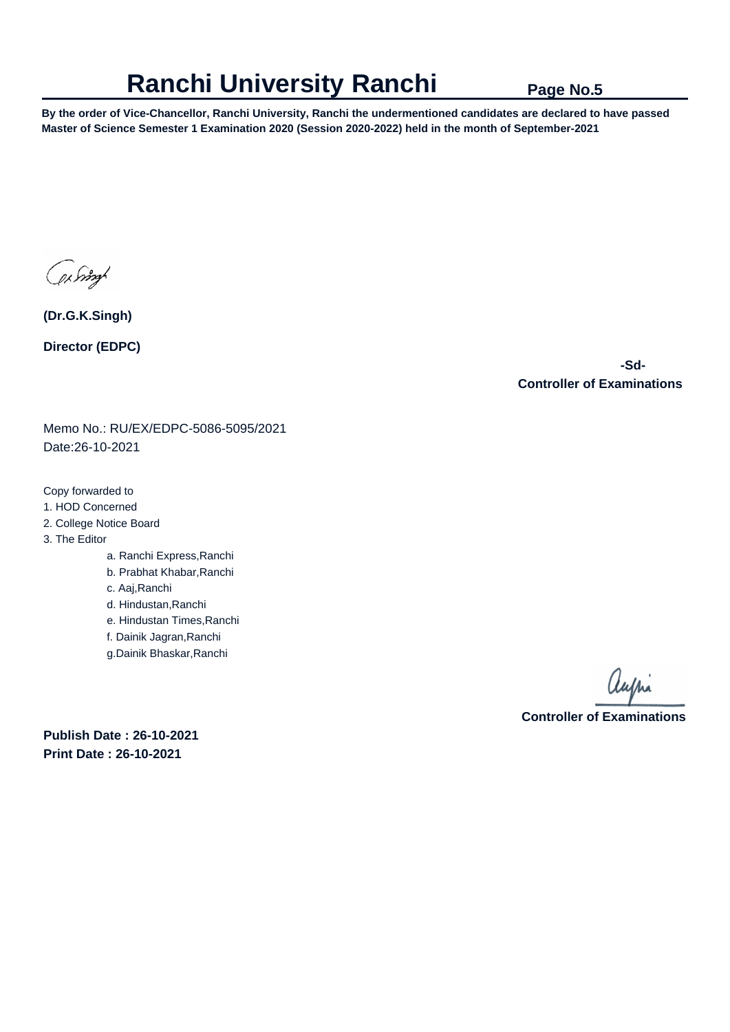# Ranchi University Ranchi

**Page No.5**

**By the order of Vice-Chancellor, Ranchi University, Ranchi the undermentioned candidates are declared to have passed Master of Science Semester 1 Examination 2020 (Session 2020-2022) held in the month of September-2021**

**(Dr.G.K.Singh)**

**Director (EDPC)**

**-Sd-**

**Controller of Examinations**

Memo No.: RU/EX/EDPC-5086-5095/2021

Date:26-10-2021

Copy forwarded to

1. HOD Concerned
2. College Notice Board
3. The Editor
    - a. Ranchi Express,Ranchi
    - b. Prabhat Khabar,Ranchi
    - c. Aaj,Ranchi
    - d. Hindustan,Ranchi
    - e. Hindustan Times,Ranchi
    - f. Dainik Jagran,Ranchi
    - g.Dainik Bhaskar,Ranchi

**Controller of Examinations**

**Publish Date : 26-10-2021**

**Print Date : 26-10-2021**